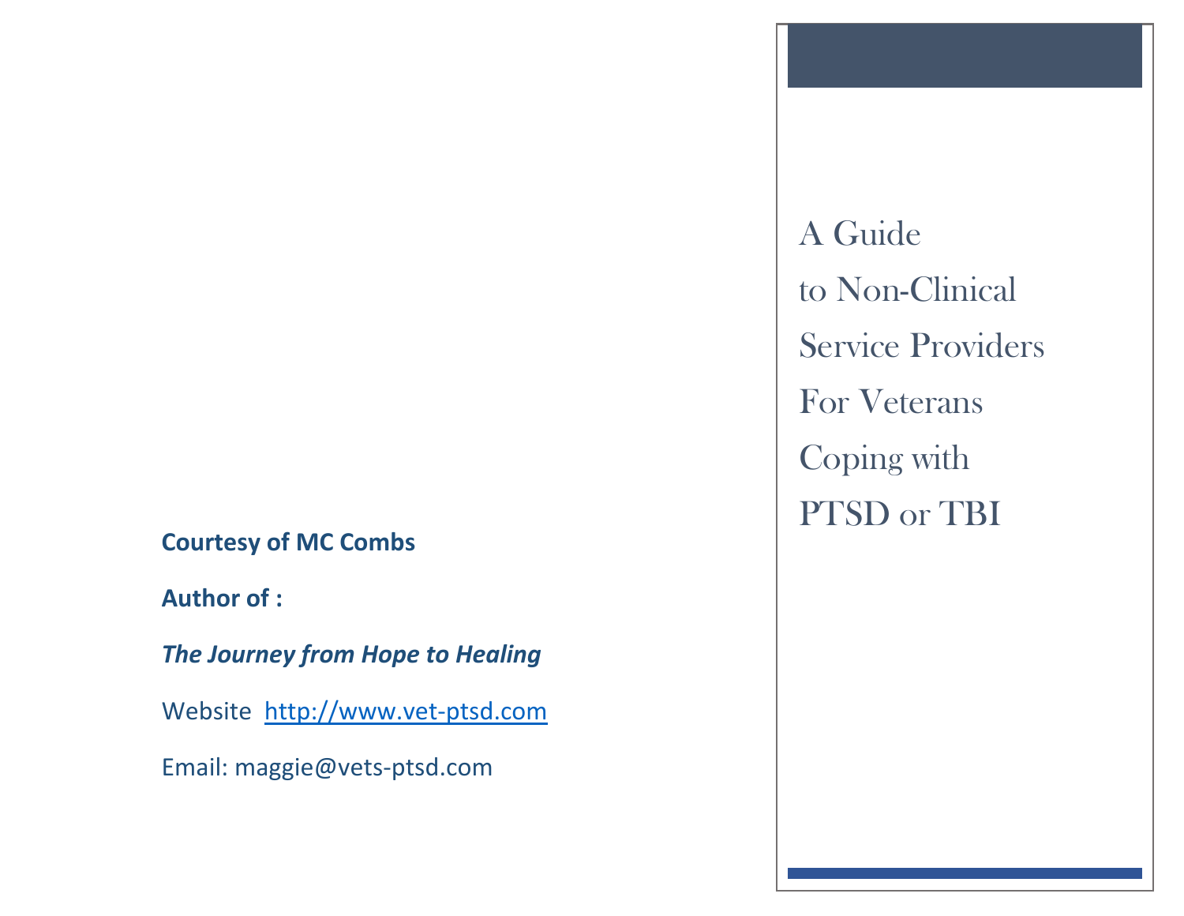# A Guide to Non-Clinical Service Providers For Veterans Coping with PTSD or TBI

**Courtesy of MC Combs**

**Author of :**

***The Journey from Hope to Healing***

Website http://www.vet-ptsd.com

Email: maggie@vets-ptsd.com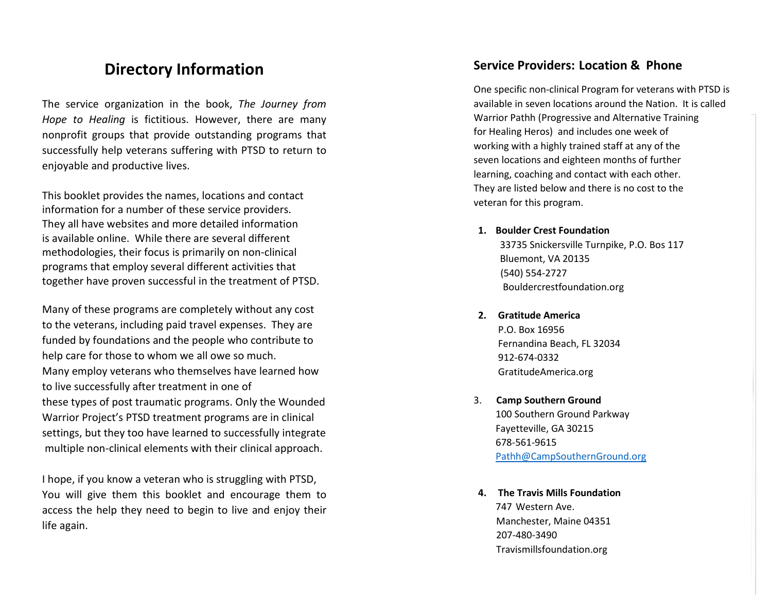## Directory Information

The service organization in the book, *The Journey from Hope to Healing* is fictitious. However, there are many nonprofit groups that provide outstanding programs that successfully help veterans suffering with PTSD to return to enjoyable and productive lives.

This booklet provides the names, locations and contact information for a number of these service providers. They all have websites and more detailed information is available online. While there are several different methodologies, their focus is primarily on non-clinical programs that employ several different activities that together have proven successful in the treatment of PTSD.

Many of these programs are completely without any cost to the veterans, including paid travel expenses. They are funded by foundations and the people who contribute to help care for those to whom we all owe so much. Many employ veterans who themselves have learned how to live successfully after treatment in one of these types of post traumatic programs. Only the Wounded Warrior Project's PTSD treatment programs are in clinical settings, but they too have learned to successfully integrate multiple non-clinical elements with their clinical approach.

I hope, if you know a veteran who is struggling with PTSD, You will give them this booklet and encourage them to access the help they need to begin to live and enjoy their life again.

### Service Providers: Location & Phone

One specific non-clinical Program for veterans with PTSD is available in seven locations around the Nation. It is called Warrior Pathh (Progressive and Alternative Training for Healing Heros) and includes one week of working with a highly trained staff at any of the seven locations and eighteen months of further learning, coaching and contact with each other. They are listed below and there is no cost to the veteran for this program.

1. **Boulder Crest Foundation**
   33735 Snickersville Turnpike, P.O. Bos 117
   Bluemont, VA 20135
   (540) 554-2727
   Bouldercrestfoundation.org

2. **Gratitude America**
   P.O. Box 16956
   Fernandina Beach, FL 32034
   912-674-0332
   GratitudeAmerica.org

3. **Camp Southern Ground**
   100 Southern Ground Parkway
   Fayetteville, GA 30215
   678-561-9615
   Pathh@CampSouthernGround.org

4. **The Travis Mills Foundation**
   747 Western Ave.
   Manchester, Maine 04351
   207-480-3490
   Travismillsfoundation.org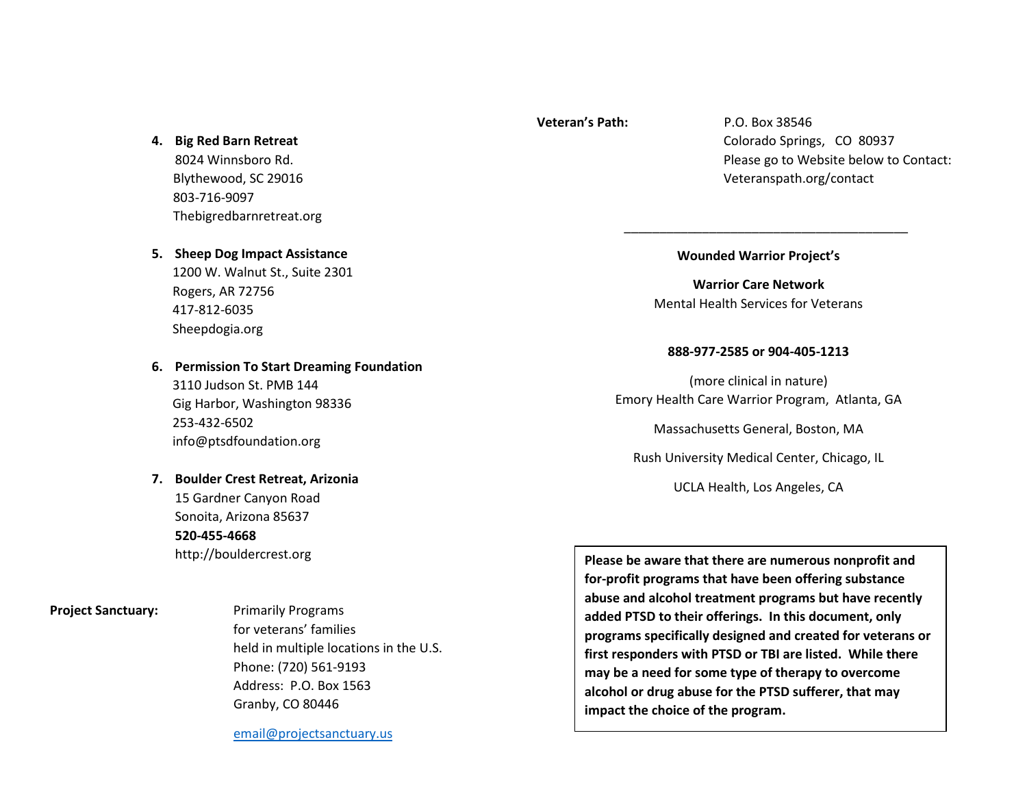4. **Big Red Barn Retreat**
   8024 Winnsboro Rd.
   Blythewood, SC 29016
   803-716-9097
   Thebigredbarnretreat.org

5. **Sheep Dog Impact Assistance**
   1200 W. Walnut St., Suite 2301
   Rogers, AR 72756
   417-812-6035
   Sheepdogia.org

6. **Permission To Start Dreaming Foundation**
   3110 Judson St. PMB 144
   Gig Harbor, Washington 98336
   253-432-6502
   info@ptsdfoundation.org

7. **Boulder Crest Retreat, Arizonia**
   15 Gardner Canyon Road
   Sonoita, Arizona 85637
   **520-455-4668**
   http://bouldercrest.org

**Project Sanctuary:**
Primarily Programs
for veterans' families
held in multiple locations in the U.S.
Phone: (720) 561-9193
Address: P.O. Box 1563
Granby, CO 80446

email@projectsanctuary.us

**Veteran's Path:**
P.O. Box 38546
Colorado Springs, CO 80937
Please go to Website below to Contact:
Veteranspath.org/contact

---

**Wounded Warrior Project's**

**Warrior Care Network**
Mental Health Services for Veterans

**888-977-2585 or 904-405-1213**

(more clinical in nature)
Emory Health Care Warrior Program, Atlanta, GA

Massachusetts General, Boston, MA

Rush University Medical Center, Chicago, IL

UCLA Health, Los Angeles, CA

**Please be aware that there are numerous nonprofit and for-profit programs that have been offering substance abuse and alcohol treatment programs but have recently added PTSD to their offerings. In this document, only programs specifically designed and created for veterans or first responders with PTSD or TBI are listed. While there may be a need for some type of therapy to overcome alcohol or drug abuse for the PTSD sufferer, that may impact the choice of the program.**